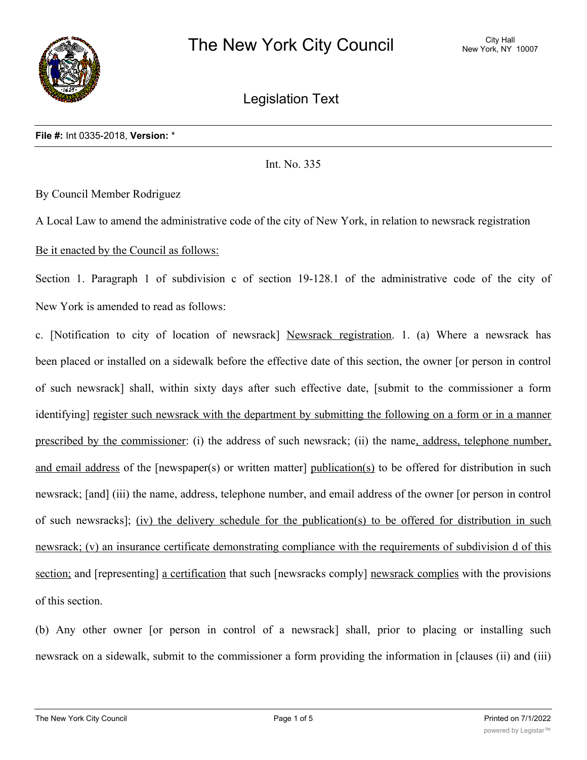# The New York City Council

City Hall
New York, NY 10007

## Legislation Text

**File #:** Int 0335-2018, **Version:** *

Int. No. 335

By Council Member Rodriguez

A Local Law to amend the administrative code of the city of New York, in relation to newsrack registration

Be it enacted by the Council as follows:

Section 1. Paragraph 1 of subdivision c of section 19-128.1 of the administrative code of the city of New York is amended to read as follows:

c. [Notification to city of location of newsrack] Newsrack registration. 1. (a) Where a newsrack has been placed or installed on a sidewalk before the effective date of this section, the owner [or person in control of such newsrack] shall, within sixty days after such effective date, [submit to the commissioner a form identifying] register such newsrack with the department by submitting the following on a form or in a manner prescribed by the commissioner: (i) the address of such newsrack; (ii) the name, address, telephone number, and email address of the [newspaper(s) or written matter] publication(s) to be offered for distribution in such newsrack; [and] (iii) the name, address, telephone number, and email address of the owner [or person in control of such newsracks]; (iv) the delivery schedule for the publication(s) to be offered for distribution in such newsrack; (v) an insurance certificate demonstrating compliance with the requirements of subdivision d of this section; and [representing] a certification that such [newsracks comply] newsrack complies with the provisions of this section.

(b) Any other owner [or person in control of a newsrack] shall, prior to placing or installing such newsrack on a sidewalk, submit to the commissioner a form providing the information in [clauses (ii) and (iii)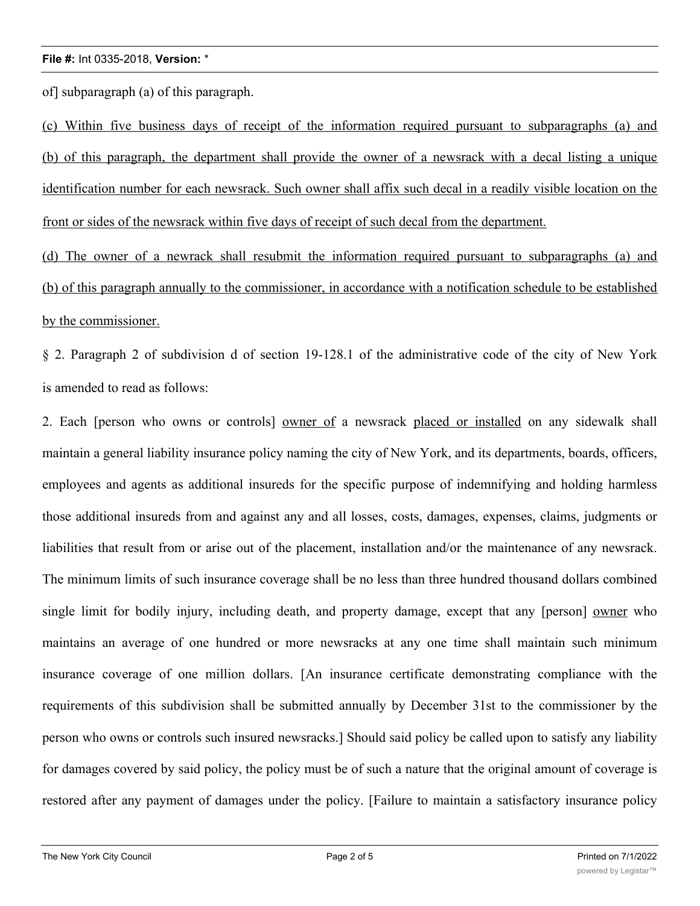of] subparagraph (a) of this paragraph.

<u>(c) Within five business days of receipt of the information required pursuant to subparagraphs (a) and (b) of this paragraph, the department shall provide the owner of a newsrack with a decal listing a unique identification number for each newsrack. Such owner shall affix such decal in a readily visible location on the front or sides of the newsrack within five days of receipt of such decal from the department.</u>

<u>(d) The owner of a newrack shall resubmit the information required pursuant to subparagraphs (a) and (b) of this paragraph annually to the commissioner, in accordance with a notification schedule to be established by the commissioner.</u>

§ 2. Paragraph 2 of subdivision d of section 19-128.1 of the administrative code of the city of New York is amended to read as follows:

2. Each [person who owns or controls] <u>owner of</u> a newsrack <u>placed or installed</u> on any sidewalk shall maintain a general liability insurance policy naming the city of New York, and its departments, boards, officers, employees and agents as additional insureds for the specific purpose of indemnifying and holding harmless those additional insureds from and against any and all losses, costs, damages, expenses, claims, judgments or liabilities that result from or arise out of the placement, installation and/or the maintenance of any newsrack. The minimum limits of such insurance coverage shall be no less than three hundred thousand dollars combined single limit for bodily injury, including death, and property damage, except that any [person] <u>owner</u> who maintains an average of one hundred or more newsracks at any one time shall maintain such minimum insurance coverage of one million dollars. [An insurance certificate demonstrating compliance with the requirements of this subdivision shall be submitted annually by December 31st to the commissioner by the person who owns or controls such insured newsracks.] Should said policy be called upon to satisfy any liability for damages covered by said policy, the policy must be of such a nature that the original amount of coverage is restored after any payment of damages under the policy. [Failure to maintain a satisfactory insurance policy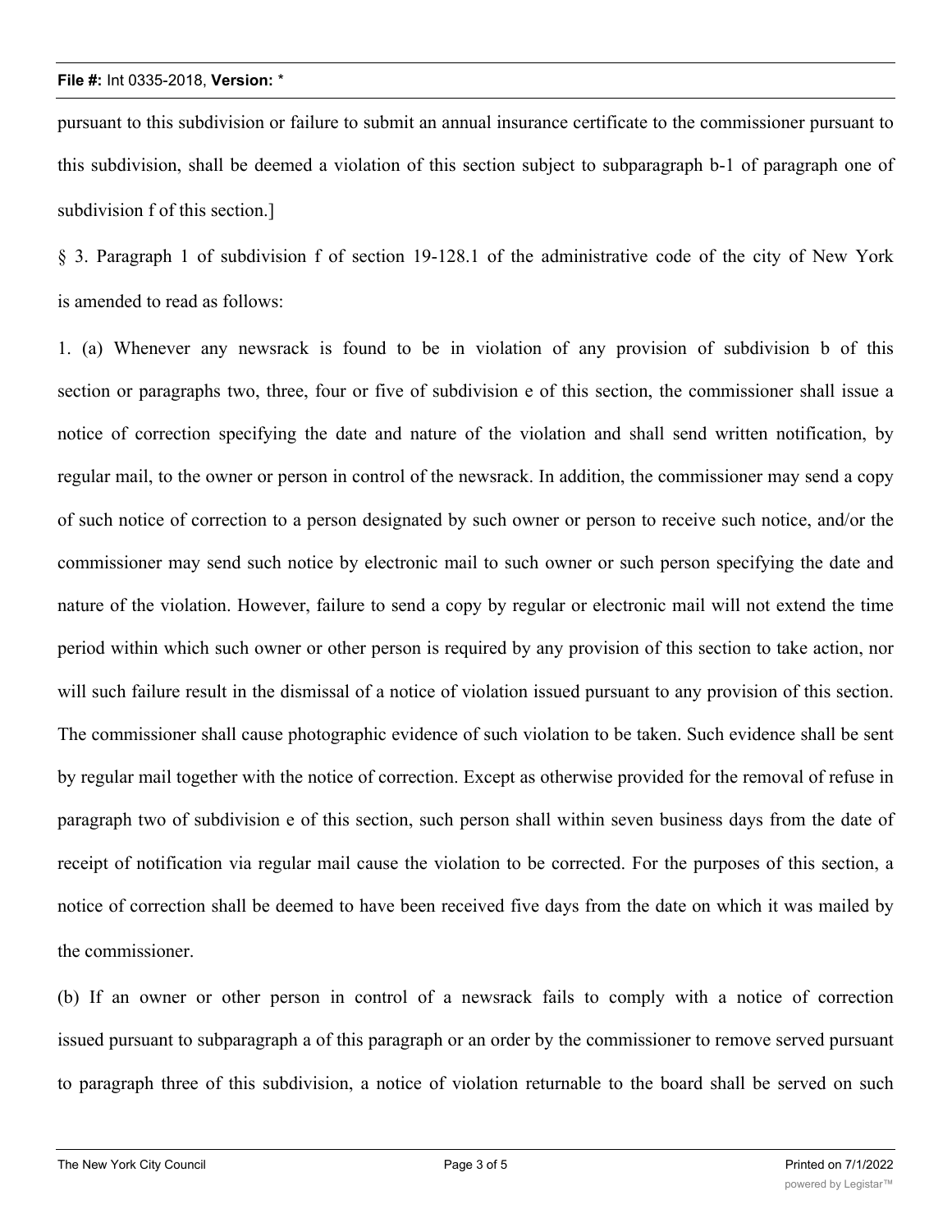pursuant to this subdivision or failure to submit an annual insurance certificate to the commissioner pursuant to this subdivision, shall be deemed a violation of this section subject to subparagraph b-1 of paragraph one of subdivision f of this section.]

§ 3. Paragraph 1 of subdivision f of section 19-128.1 of the administrative code of the city of New York is amended to read as follows:

1. (a) Whenever any newsrack is found to be in violation of any provision of subdivision b of this section or paragraphs two, three, four or five of subdivision e of this section, the commissioner shall issue a notice of correction specifying the date and nature of the violation and shall send written notification, by regular mail, to the owner or person in control of the newsrack. In addition, the commissioner may send a copy of such notice of correction to a person designated by such owner or person to receive such notice, and/or the commissioner may send such notice by electronic mail to such owner or such person specifying the date and nature of the violation. However, failure to send a copy by regular or electronic mail will not extend the time period within which such owner or other person is required by any provision of this section to take action, nor will such failure result in the dismissal of a notice of violation issued pursuant to any provision of this section. The commissioner shall cause photographic evidence of such violation to be taken. Such evidence shall be sent by regular mail together with the notice of correction. Except as otherwise provided for the removal of refuse in paragraph two of subdivision e of this section, such person shall within seven business days from the date of receipt of notification via regular mail cause the violation to be corrected. For the purposes of this section, a notice of correction shall be deemed to have been received five days from the date on which it was mailed by the commissioner.

(b) If an owner or other person in control of a newsrack fails to comply with a notice of correction issued pursuant to subparagraph a of this paragraph or an order by the commissioner to remove served pursuant to paragraph three of this subdivision, a notice of violation returnable to the board shall be served on such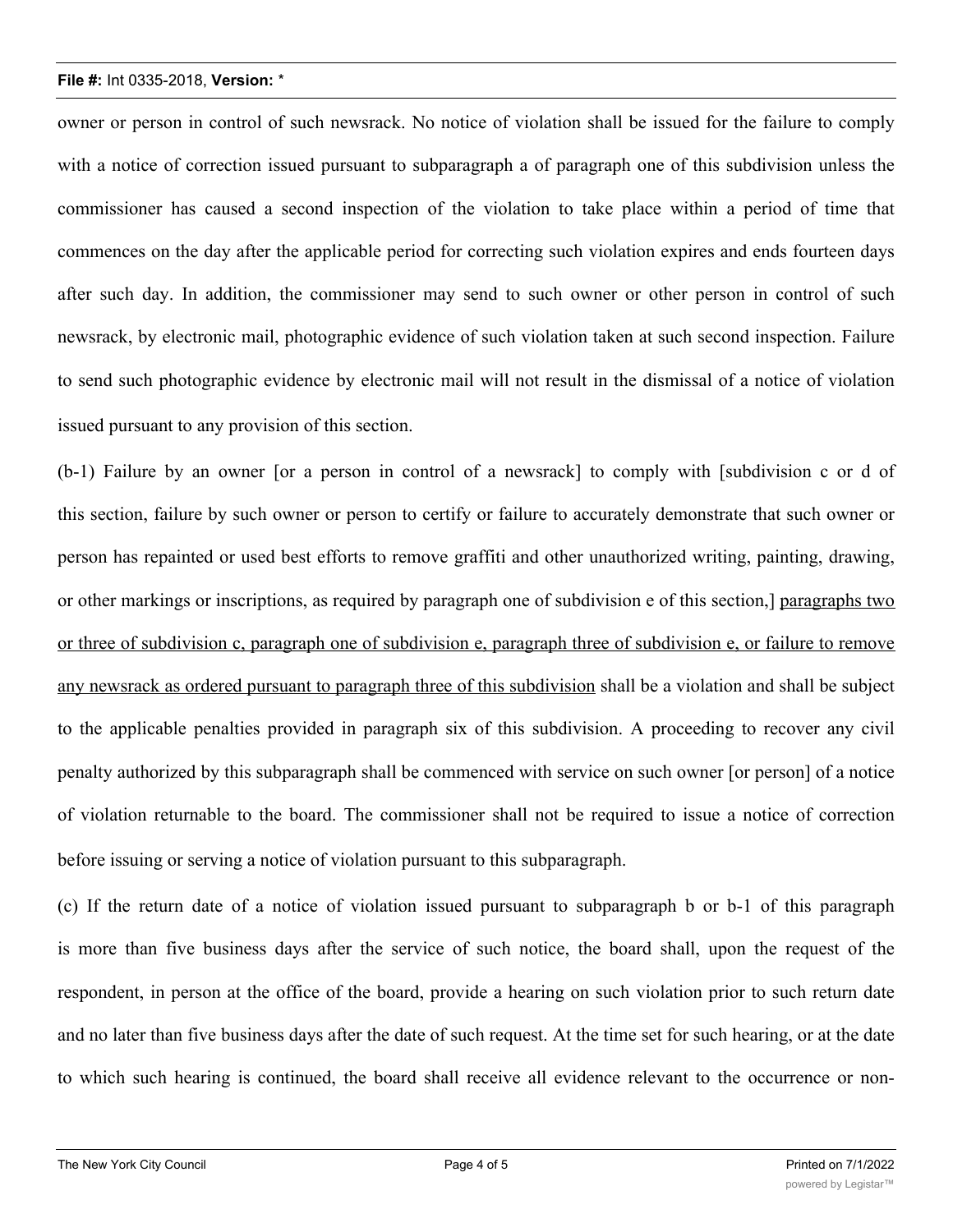owner or person in control of such newsrack. No notice of violation shall be issued for the failure to comply with a notice of correction issued pursuant to subparagraph a of paragraph one of this subdivision unless the commissioner has caused a second inspection of the violation to take place within a period of time that commences on the day after the applicable period for correcting such violation expires and ends fourteen days after such day. In addition, the commissioner may send to such owner or other person in control of such newsrack, by electronic mail, photographic evidence of such violation taken at such second inspection. Failure to send such photographic evidence by electronic mail will not result in the dismissal of a notice of violation issued pursuant to any provision of this section.

(b-1) Failure by an owner [or a person in control of a newsrack] to comply with [subdivision c or d of this section, failure by such owner or person to certify or failure to accurately demonstrate that such owner or person has repainted or used best efforts to remove graffiti and other unauthorized writing, painting, drawing, or other markings or inscriptions, as required by paragraph one of subdivision e of this section,] <u>paragraphs two or three of subdivision c, paragraph one of subdivision e, paragraph three of subdivision e, or failure to remove any newsrack as ordered pursuant to paragraph three of this subdivision</u> shall be a violation and shall be subject to the applicable penalties provided in paragraph six of this subdivision. A proceeding to recover any civil penalty authorized by this subparagraph shall be commenced with service on such owner [or person] of a notice of violation returnable to the board. The commissioner shall not be required to issue a notice of correction before issuing or serving a notice of violation pursuant to this subparagraph.

(c) If the return date of a notice of violation issued pursuant to subparagraph b or b-1 of this paragraph is more than five business days after the service of such notice, the board shall, upon the request of the respondent, in person at the office of the board, provide a hearing on such violation prior to such return date and no later than five business days after the date of such request. At the time set for such hearing, or at the date to which such hearing is continued, the board shall receive all evidence relevant to the occurrence or non-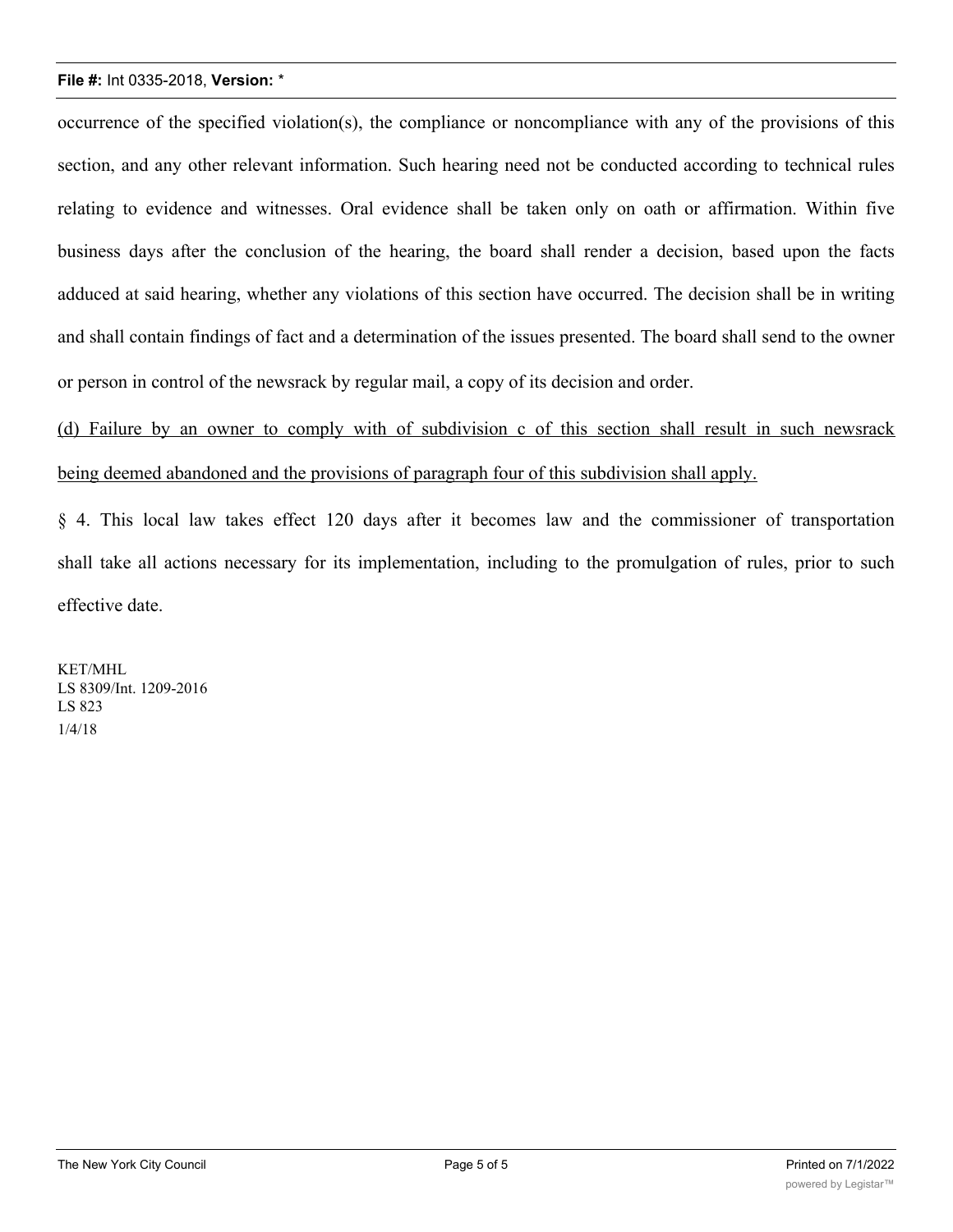occurrence of the specified violation(s), the compliance or noncompliance with any of the provisions of this section, and any other relevant information. Such hearing need not be conducted according to technical rules relating to evidence and witnesses. Oral evidence shall be taken only on oath or affirmation. Within five business days after the conclusion of the hearing, the board shall render a decision, based upon the facts adduced at said hearing, whether any violations of this section have occurred. The decision shall be in writing and shall contain findings of fact and a determination of the issues presented. The board shall send to the owner or person in control of the newsrack by regular mail, a copy of its decision and order.

<u>(d) Failure by an owner to comply with of subdivision c of this section shall result in such newsrack being deemed abandoned and the provisions of paragraph four of this subdivision shall apply.</u>

§ 4. This local law takes effect 120 days after it becomes law and the commissioner of transportation shall take all actions necessary for its implementation, including to the promulgation of rules, prior to such effective date.

KET/MHL
LS 8309/Int. 1209-2016
LS 823
1/4/18